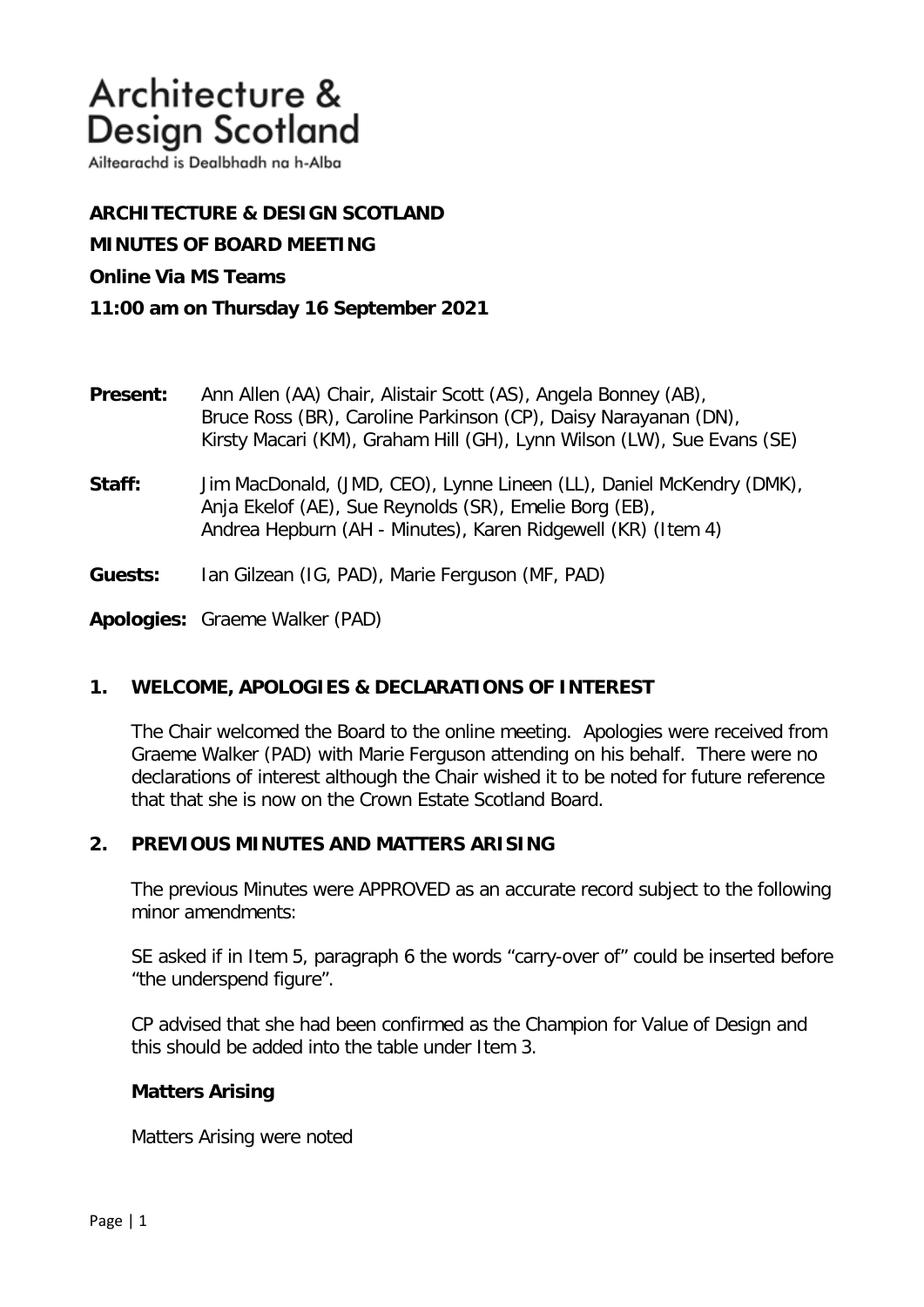# Architecture & Design Scotland

Ailtearachd is Dealbhadh na h-Alba

**ARCHITECTURE & DESIGN SCOTLAND**

**MINUTES OF BOARD MEETING**

**Online Via MS Teams**

**11:00 am on Thursday 16 September 2021**

**Present:** Ann Allen (AA) Chair, Alistair Scott (AS), Angela Bonney (AB), Bruce Ross (BR), Caroline Parkinson (CP), Daisy Narayanan (DN), Kirsty Macari (KM), Graham Hill (GH), Lynn Wilson (LW), Sue Evans (SE)

**Staff:** Jim MacDonald, (JMD, CEO), Lynne Lineen (LL), Daniel McKendry (DMK), Anja Ekelof (AE), Sue Reynolds (SR), Emelie Borg (EB), Andrea Hepburn (AH - Minutes), Karen Ridgewell (KR) (Item 4)

**Guests:** Ian Gilzean (IG, PAD), Marie Ferguson (MF, PAD)

**Apologies:** Graeme Walker (PAD)

## 1. WELCOME, APOLOGIES & DECLARATIONS OF INTEREST

The Chair welcomed the Board to the online meeting. Apologies were received from Graeme Walker (PAD) with Marie Ferguson attending on his behalf. There were no declarations of interest although the Chair wished it to be noted for future reference that that she is now on the Crown Estate Scotland Board.

## 2. PREVIOUS MINUTES AND MATTERS ARISING

The previous Minutes were APPROVED as an accurate record subject to the following minor amendments:

SE asked if in Item 5, paragraph 6 the words "carry-over of" could be inserted before "the underspend figure".

CP advised that she had been confirmed as the Champion for Value of Design and this should be added into the table under Item 3.

### Matters Arising

Matters Arising were noted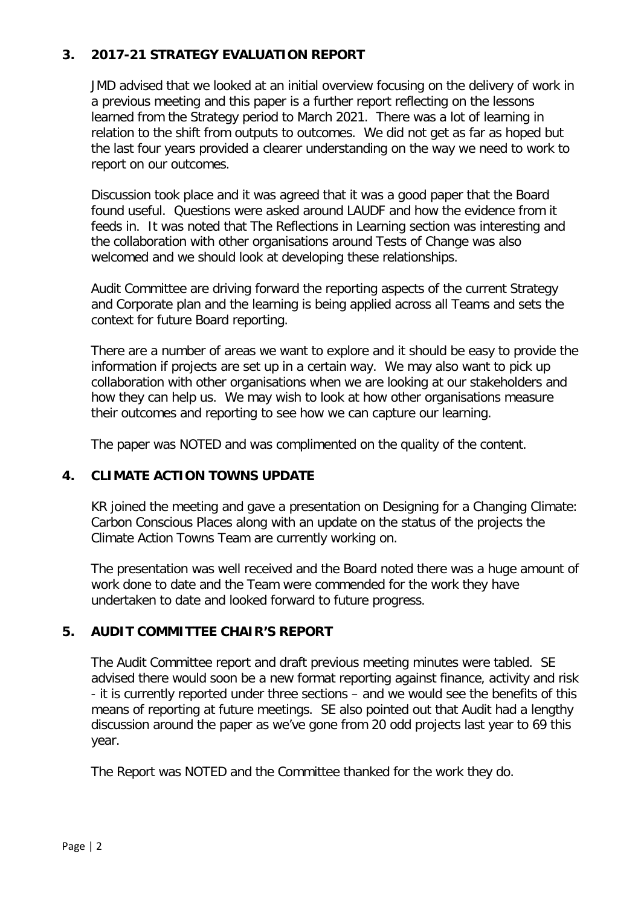## 3. 2017-21 STRATEGY EVALUATION REPORT

JMD advised that we looked at an initial overview focusing on the delivery of work in a previous meeting and this paper is a further report reflecting on the lessons learned from the Strategy period to March 2021. There was a lot of learning in relation to the shift from outputs to outcomes. We did not get as far as hoped but the last four years provided a clearer understanding on the way we need to work to report on our outcomes.

Discussion took place and it was agreed that it was a good paper that the Board found useful. Questions were asked around LAUDF and how the evidence from it feeds in. It was noted that The Reflections in Learning section was interesting and the collaboration with other organisations around Tests of Change was also welcomed and we should look at developing these relationships.

Audit Committee are driving forward the reporting aspects of the current Strategy and Corporate plan and the learning is being applied across all Teams and sets the context for future Board reporting.

There are a number of areas we want to explore and it should be easy to provide the information if projects are set up in a certain way. We may also want to pick up collaboration with other organisations when we are looking at our stakeholders and how they can help us. We may wish to look at how other organisations measure their outcomes and reporting to see how we can capture our learning.

The paper was NOTED and was complimented on the quality of the content.

## 4. CLIMATE ACTION TOWNS UPDATE

KR joined the meeting and gave a presentation on Designing for a Changing Climate: Carbon Conscious Places along with an update on the status of the projects the Climate Action Towns Team are currently working on.

The presentation was well received and the Board noted there was a huge amount of work done to date and the Team were commended for the work they have undertaken to date and looked forward to future progress.

## 5. AUDIT COMMITTEE CHAIR'S REPORT

The Audit Committee report and draft previous meeting minutes were tabled. SE advised there would soon be a new format reporting against finance, activity and risk - it is currently reported under three sections – and we would see the benefits of this means of reporting at future meetings. SE also pointed out that Audit had a lengthy discussion around the paper as we've gone from 20 odd projects last year to 69 this year.

The Report was NOTED and the Committee thanked for the work they do.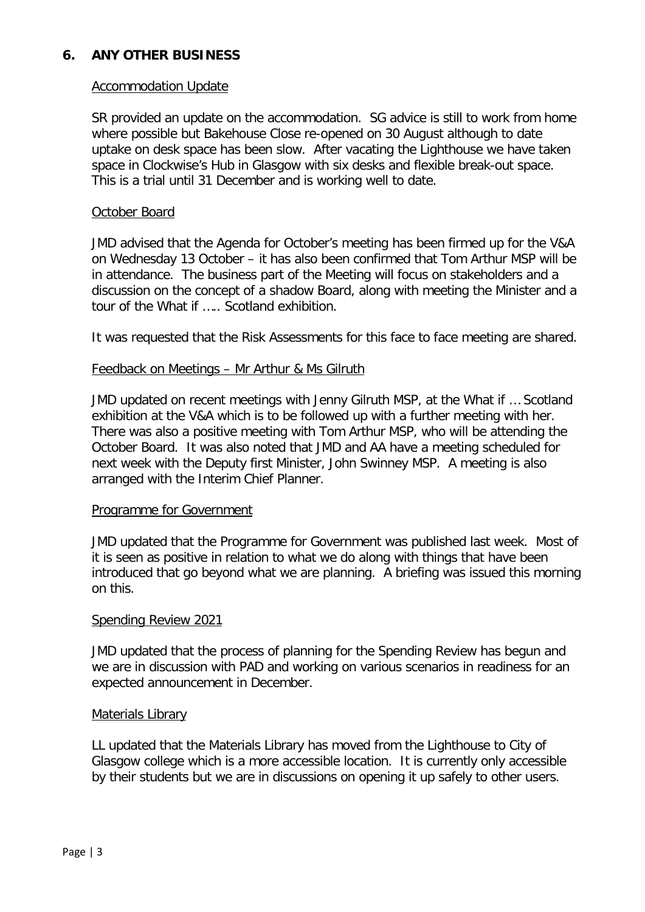## 6. ANY OTHER BUSINESS

Accommodation Update

SR provided an update on the accommodation. SG advice is still to work from home where possible but Bakehouse Close re-opened on 30 August although to date uptake on desk space has been slow. After vacating the Lighthouse we have taken space in Clockwise's Hub in Glasgow with six desks and flexible break-out space. This is a trial until 31 December and is working well to date.

October Board

JMD advised that the Agenda for October's meeting has been firmed up for the V&A on Wednesday 13 October – it has also been confirmed that Tom Arthur MSP will be in attendance. The business part of the Meeting will focus on stakeholders and a discussion on the concept of a shadow Board, along with meeting the Minister and a tour of the What if ….. Scotland exhibition.

It was requested that the Risk Assessments for this face to face meeting are shared.

Feedback on Meetings – Mr Arthur & Ms Gilruth

JMD updated on recent meetings with Jenny Gilruth MSP, at the What if … Scotland exhibition at the V&A which is to be followed up with a further meeting with her. There was also a positive meeting with Tom Arthur MSP, who will be attending the October Board. It was also noted that JMD and AA have a meeting scheduled for next week with the Deputy first Minister, John Swinney MSP. A meeting is also arranged with the Interim Chief Planner.

Programme for Government

JMD updated that the Programme for Government was published last week. Most of it is seen as positive in relation to what we do along with things that have been introduced that go beyond what we are planning. A briefing was issued this morning on this.

Spending Review 2021

JMD updated that the process of planning for the Spending Review has begun and we are in discussion with PAD and working on various scenarios in readiness for an expected announcement in December.

Materials Library

LL updated that the Materials Library has moved from the Lighthouse to City of Glasgow college which is a more accessible location. It is currently only accessible by their students but we are in discussions on opening it up safely to other users.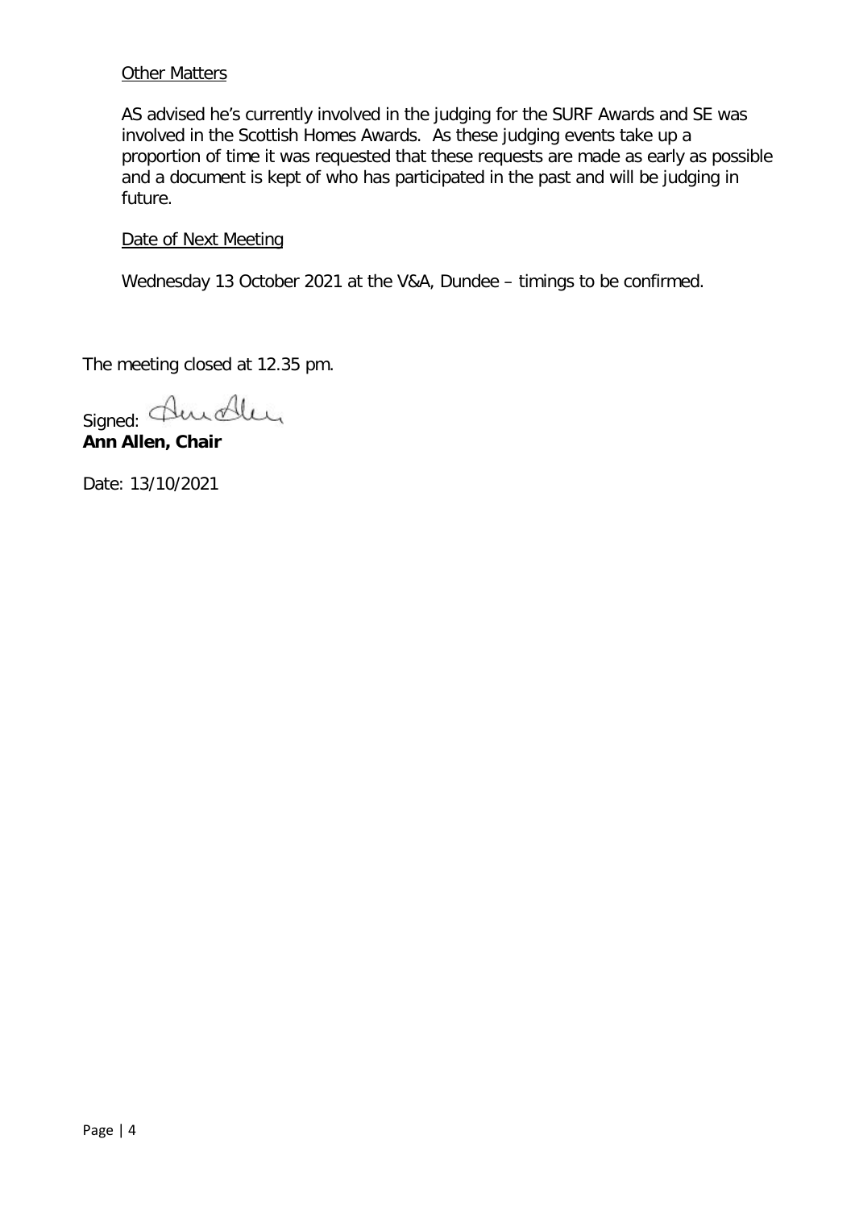Other Matters

AS advised he's currently involved in the judging for the SURF Awards and SE was involved in the Scottish Homes Awards. As these judging events take up a proportion of time it was requested that these requests are made as early as possible and a document is kept of who has participated in the past and will be judging in future.

Date of Next Meeting

Wednesday 13 October 2021 at the V&A, Dundee – timings to be confirmed.

The meeting closed at 12.35 pm.

Signed:

**Ann Allen, Chair**

Date: 13/10/2021